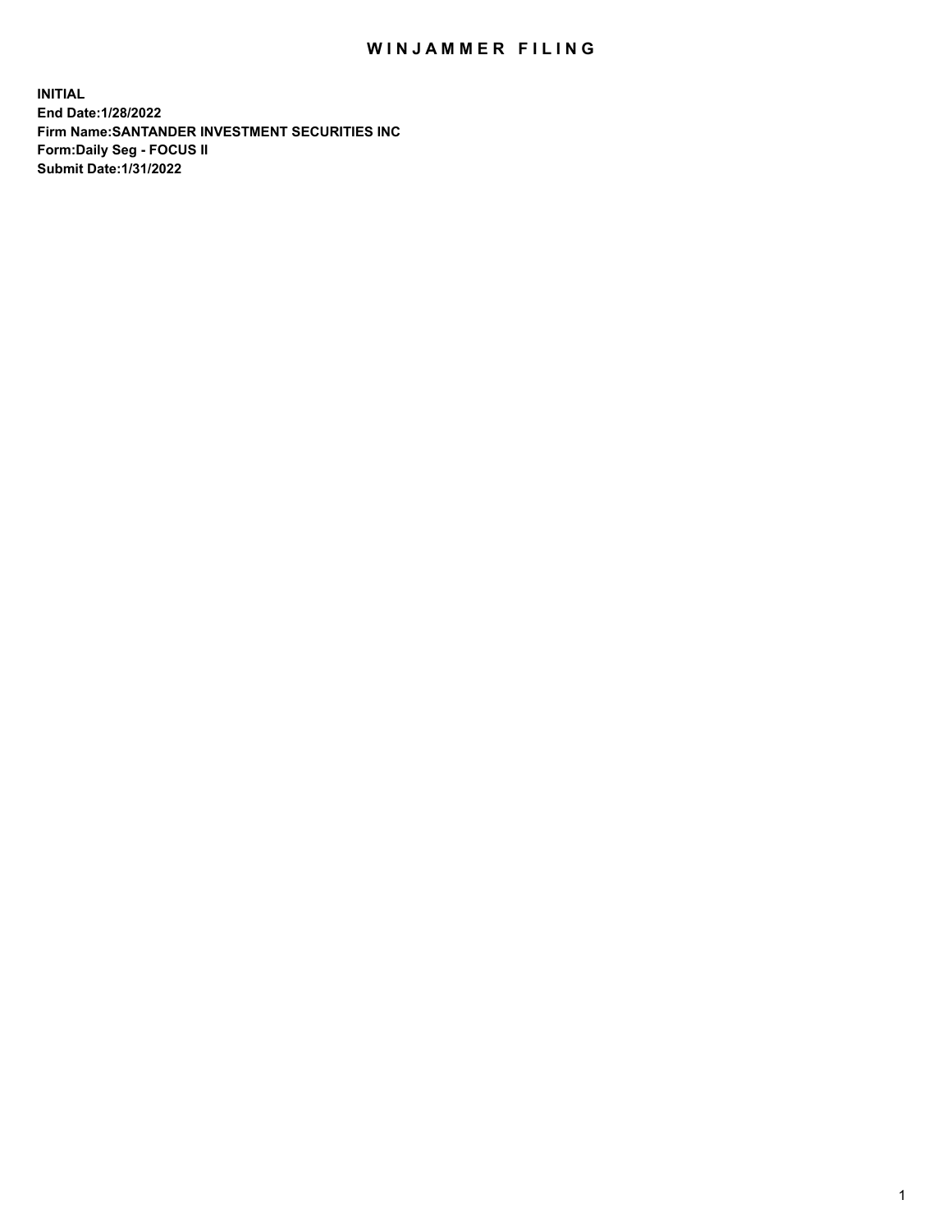# WINJAMMER FILING

**INITIAL**
**End Date:1/28/2022**
**Firm Name:SANTANDER INVESTMENT SECURITIES INC**
**Form:Daily Seg - FOCUS II**
**Submit Date:1/31/2022**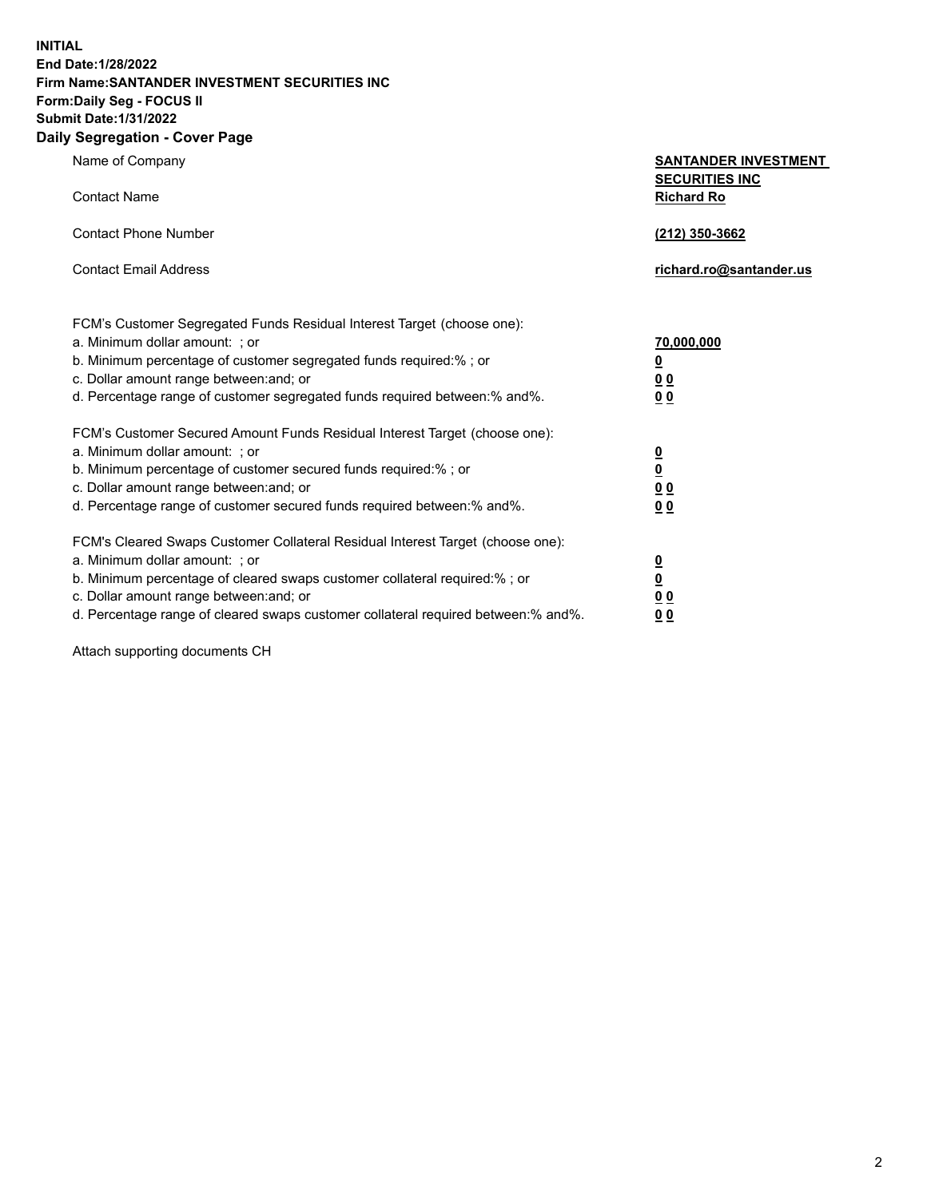**INITIAL**
**End Date:1/28/2022**
**Firm Name:SANTANDER INVESTMENT SECURITIES INC**
**Form:Daily Seg - FOCUS II**
**Submit Date:1/31/2022**

## Daily Segregation - Cover Page

| | |
|---|---|
| Name of Company | **SANTANDER INVESTMENT SECURITIES INC** |
| Contact Name | **Richard Ro** |
| Contact Phone Number | **(212) 350-3662** |
| Contact Email Address | **richard.ro@santander.us** |

| | |
|---|---|
| FCM's Customer Segregated Funds Residual Interest Target (choose one): | |
| a. Minimum dollar amount: ; or | **70,000,000** |
| b. Minimum percentage of customer segregated funds required:% ; or | **0** |
| c. Dollar amount range between:and; or | **0 0** |
| d. Percentage range of customer segregated funds required between:% and%. | **0 0** |
| FCM's Customer Secured Amount Funds Residual Interest Target (choose one): | |
| a. Minimum dollar amount: ; or | **0** |
| b. Minimum percentage of customer secured funds required:% ; or | **0** |
| c. Dollar amount range between:and; or | **0 0** |
| d. Percentage range of customer secured funds required between:% and%. | **0 0** |
| FCM's Cleared Swaps Customer Collateral Residual Interest Target (choose one): | |
| a. Minimum dollar amount: ; or | **0** |
| b. Minimum percentage of cleared swaps customer collateral required:% ; or | **0** |
| c. Dollar amount range between:and; or | **0 0** |
| d. Percentage range of cleared swaps customer collateral required between:% and%. | **0 0** |

Attach supporting documents CH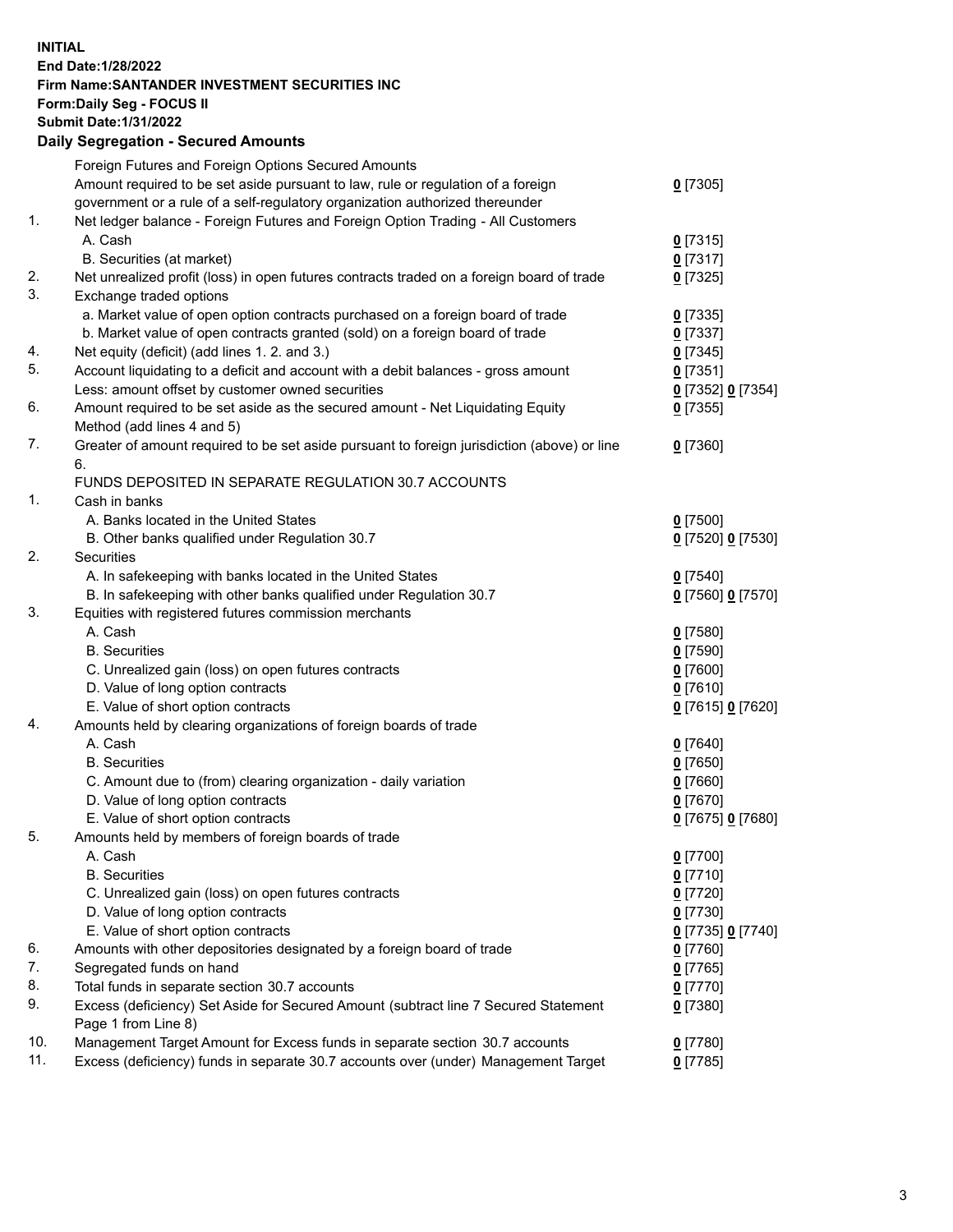**INITIAL**
**End Date:1/28/2022**
**Firm Name:SANTANDER INVESTMENT SECURITIES INC**
**Form:Daily Seg - FOCUS II**
**Submit Date:1/31/2022**

## Daily Segregation - Secured Amounts

| | | |
|---|---|---|
| | Foreign Futures and Foreign Options Secured Amounts | |
| | Amount required to be set aside pursuant to law, rule or regulation of a foreign government or a rule of a self-regulatory organization authorized thereunder | 0 [7305] |
| 1. | Net ledger balance - Foreign Futures and Foreign Option Trading - All Customers | |
| | A. Cash | 0 [7315] |
| | B. Securities (at market) | 0 [7317] |
| 2. | Net unrealized profit (loss) in open futures contracts traded on a foreign board of trade | 0 [7325] |
| 3. | Exchange traded options | |
| | a. Market value of open option contracts purchased on a foreign board of trade | 0 [7335] |
| | b. Market value of open contracts granted (sold) on a foreign board of trade | 0 [7337] |
| 4. | Net equity (deficit) (add lines 1. 2. and 3.) | 0 [7345] |
| 5. | Account liquidating to a deficit and account with a debit balances - gross amount | 0 [7351] |
| | Less: amount offset by customer owned securities | 0 [7352] 0 [7354] |
| 6. | Amount required to be set aside as the secured amount - Net Liquidating Equity Method (add lines 4 and 5) | 0 [7355] |
| 7. | Greater of amount required to be set aside pursuant to foreign jurisdiction (above) or line 6. | 0 [7360] |
| | FUNDS DEPOSITED IN SEPARATE REGULATION 30.7 ACCOUNTS | |
| 1. | Cash in banks | |
| | A. Banks located in the United States | 0 [7500] |
| | B. Other banks qualified under Regulation 30.7 | 0 [7520] 0 [7530] |
| 2. | Securities | |
| | A. In safekeeping with banks located in the United States | 0 [7540] |
| | B. In safekeeping with other banks qualified under Regulation 30.7 | 0 [7560] 0 [7570] |
| 3. | Equities with registered futures commission merchants | |
| | A. Cash | 0 [7580] |
| | B. Securities | 0 [7590] |
| | C. Unrealized gain (loss) on open futures contracts | 0 [7600] |
| | D. Value of long option contracts | 0 [7610] |
| | E. Value of short option contracts | 0 [7615] 0 [7620] |
| 4. | Amounts held by clearing organizations of foreign boards of trade | |
| | A. Cash | 0 [7640] |
| | B. Securities | 0 [7650] |
| | C. Amount due to (from) clearing organization - daily variation | 0 [7660] |
| | D. Value of long option contracts | 0 [7670] |
| | E. Value of short option contracts | 0 [7675] 0 [7680] |
| 5. | Amounts held by members of foreign boards of trade | |
| | A. Cash | 0 [7700] |
| | B. Securities | 0 [7710] |
| | C. Unrealized gain (loss) on open futures contracts | 0 [7720] |
| | D. Value of long option contracts | 0 [7730] |
| | E. Value of short option contracts | 0 [7735] 0 [7740] |
| 6. | Amounts with other depositories designated by a foreign board of trade | 0 [7760] |
| 7. | Segregated funds on hand | 0 [7765] |
| 8. | Total funds in separate section 30.7 accounts | 0 [7770] |
| 9. | Excess (deficiency) Set Aside for Secured Amount (subtract line 7 Secured Statement Page 1 from Line 8) | 0 [7380] |
| 10. | Management Target Amount for Excess funds in separate section 30.7 accounts | 0 [7780] |
| 11. | Excess (deficiency) funds in separate 30.7 accounts over (under) Management Target | 0 [7785] |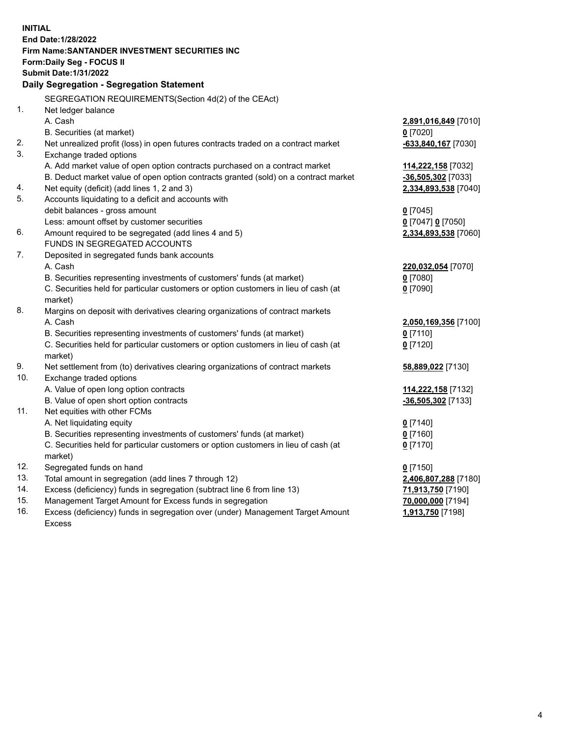**INITIAL**
**End Date:1/28/2022**
**Firm Name:SANTANDER INVESTMENT SECURITIES INC**
**Form:Daily Seg - FOCUS II**
**Submit Date:1/31/2022**

## Daily Segregation - Segregation Statement

| | | |
|---|---|---|
| | SEGREGATION REQUIREMENTS(Section 4d(2) of the CEAct) | |
| 1. | Net ledger balance | |
| | A. Cash | **2,891,016,849** [7010] |
| | B. Securities (at market) | **0** [7020] |
| 2. | Net unrealized profit (loss) in open futures contracts traded on a contract market | **-633,840,167** [7030] |
| 3. | Exchange traded options | |
| | A. Add market value of open option contracts purchased on a contract market | **114,222,158** [7032] |
| | B. Deduct market value of open option contracts granted (sold) on a contract market | **-36,505,302** [7033] |
| 4. | Net equity (deficit) (add lines 1, 2 and 3) | **2,334,893,538** [7040] |
| 5. | Accounts liquidating to a deficit and accounts with debit balances - gross amount | **0** [7045] |
| | Less: amount offset by customer securities | **0** [7047] **0** [7050] |
| 6. | Amount required to be segregated (add lines 4 and 5) | **2,334,893,538** [7060] |
| | FUNDS IN SEGREGATED ACCOUNTS | |
| 7. | Deposited in segregated funds bank accounts | |
| | A. Cash | **220,032,054** [7070] |
| | B. Securities representing investments of customers' funds (at market) | **0** [7080] |
| | C. Securities held for particular customers or option customers in lieu of cash (at market) | **0** [7090] |
| 8. | Margins on deposit with derivatives clearing organizations of contract markets | |
| | A. Cash | **2,050,169,356** [7100] |
| | B. Securities representing investments of customers' funds (at market) | **0** [7110] |
| | C. Securities held for particular customers or option customers in lieu of cash (at market) | **0** [7120] |
| 9. | Net settlement from (to) derivatives clearing organizations of contract markets | **58,889,022** [7130] |
| 10. | Exchange traded options | |
| | A. Value of open long option contracts | **114,222,158** [7132] |
| | B. Value of open short option contracts | **-36,505,302** [7133] |
| 11. | Net equities with other FCMs | |
| | A. Net liquidating equity | **0** [7140] |
| | B. Securities representing investments of customers' funds (at market) | **0** [7160] |
| | C. Securities held for particular customers or option customers in lieu of cash (at market) | **0** [7170] |
| 12. | Segregated funds on hand | **0** [7150] |
| 13. | Total amount in segregation (add lines 7 through 12) | **2,406,807,288** [7180] |
| 14. | Excess (deficiency) funds in segregation (subtract line 6 from line 13) | **71,913,750** [7190] |
| 15. | Management Target Amount for Excess funds in segregation | **70,000,000** [7194] |
| 16. | Excess (deficiency) funds in segregation over (under) Management Target Amount Excess | **1,913,750** [7198] |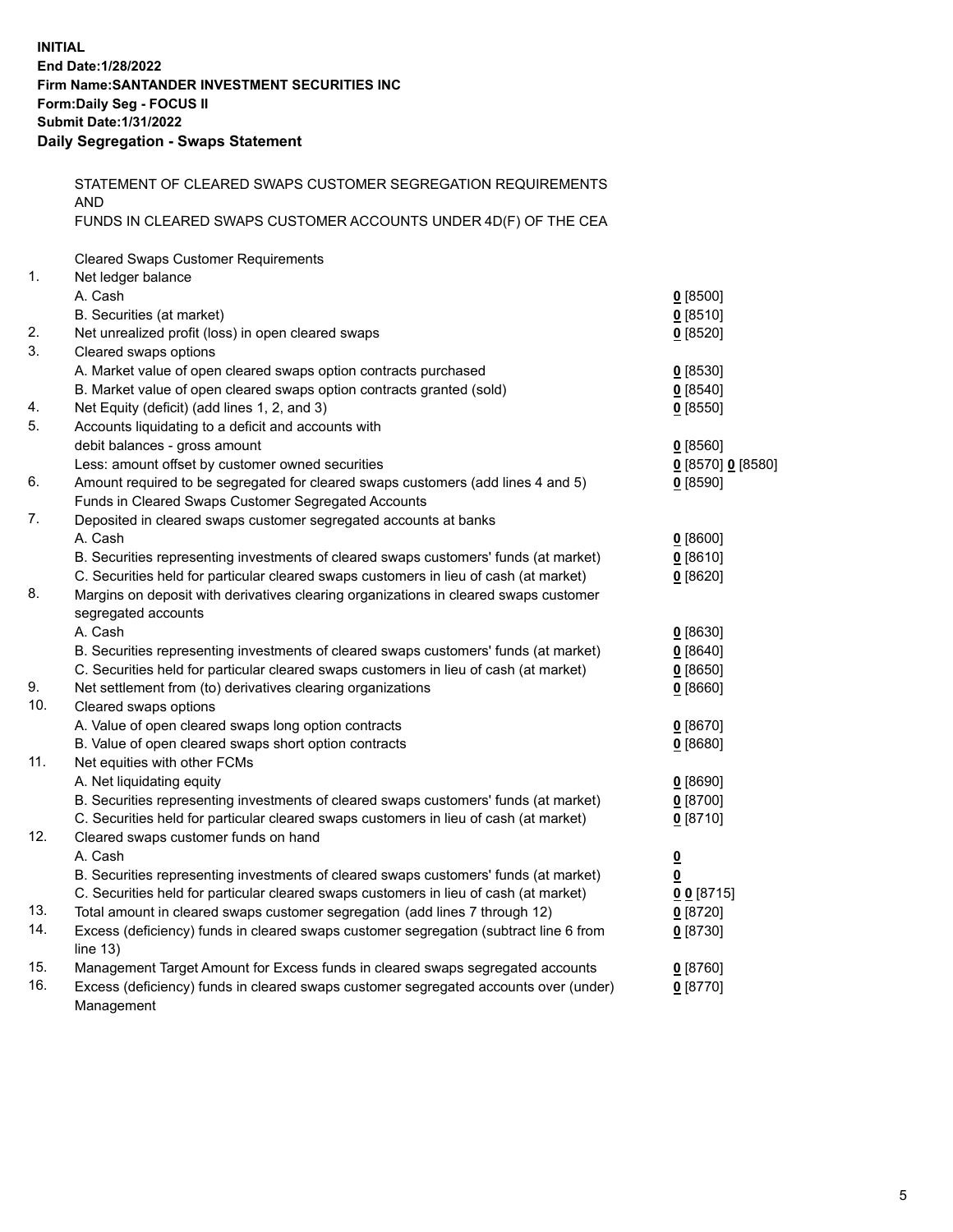**INITIAL**
**End Date:1/28/2022**
**Firm Name:SANTANDER INVESTMENT SECURITIES INC**
**Form:Daily Seg - FOCUS II**
**Submit Date:1/31/2022**
**Daily Segregation - Swaps Statement**

STATEMENT OF CLEARED SWAPS CUSTOMER SEGREGATION REQUIREMENTS AND
FUNDS IN CLEARED SWAPS CUSTOMER ACCOUNTS UNDER 4D(F) OF THE CEA

| | | |
|---|---|---|
| | Cleared Swaps Customer Requirements | |
| 1. | Net ledger balance | |
| | A. Cash | 0 [8500] |
| | B. Securities (at market) | 0 [8510] |
| 2. | Net unrealized profit (loss) in open cleared swaps | 0 [8520] |
| 3. | Cleared swaps options | |
| | A. Market value of open cleared swaps option contracts purchased | 0 [8530] |
| | B. Market value of open cleared swaps option contracts granted (sold) | 0 [8540] |
| 4. | Net Equity (deficit) (add lines 1, 2, and 3) | 0 [8550] |
| 5. | Accounts liquidating to a deficit and accounts with | |
| | debit balances - gross amount | 0 [8560] |
| | Less: amount offset by customer owned securities | 0 [8570] 0 [8580] |
| 6. | Amount required to be segregated for cleared swaps customers (add lines 4 and 5) | 0 [8590] |
| | Funds in Cleared Swaps Customer Segregated Accounts | |
| 7. | Deposited in cleared swaps customer segregated accounts at banks | |
| | A. Cash | 0 [8600] |
| | B. Securities representing investments of cleared swaps customers' funds (at market) | 0 [8610] |
| | C. Securities held for particular cleared swaps customers in lieu of cash (at market) | 0 [8620] |
| 8. | Margins on deposit with derivatives clearing organizations in cleared swaps customer segregated accounts | |
| | A. Cash | 0 [8630] |
| | B. Securities representing investments of cleared swaps customers' funds (at market) | 0 [8640] |
| | C. Securities held for particular cleared swaps customers in lieu of cash (at market) | 0 [8650] |
| 9. | Net settlement from (to) derivatives clearing organizations | 0 [8660] |
| 10. | Cleared swaps options | |
| | A. Value of open cleared swaps long option contracts | 0 [8670] |
| | B. Value of open cleared swaps short option contracts | 0 [8680] |
| 11. | Net equities with other FCMs | |
| | A. Net liquidating equity | 0 [8690] |
| | B. Securities representing investments of cleared swaps customers' funds (at market) | 0 [8700] |
| | C. Securities held for particular cleared swaps customers in lieu of cash (at market) | 0 [8710] |
| 12. | Cleared swaps customer funds on hand | |
| | A. Cash | 0 |
| | B. Securities representing investments of cleared swaps customers' funds (at market) | 0 |
| | C. Securities held for particular cleared swaps customers in lieu of cash (at market) | 0 0 [8715] |
| 13. | Total amount in cleared swaps customer segregation (add lines 7 through 12) | 0 [8720] |
| 14. | Excess (deficiency) funds in cleared swaps customer segregation (subtract line 6 from line 13) | 0 [8730] |
| 15. | Management Target Amount for Excess funds in cleared swaps segregated accounts | 0 [8760] |
| 16. | Excess (deficiency) funds in cleared swaps customer segregated accounts over (under) Management | 0 [8770] |